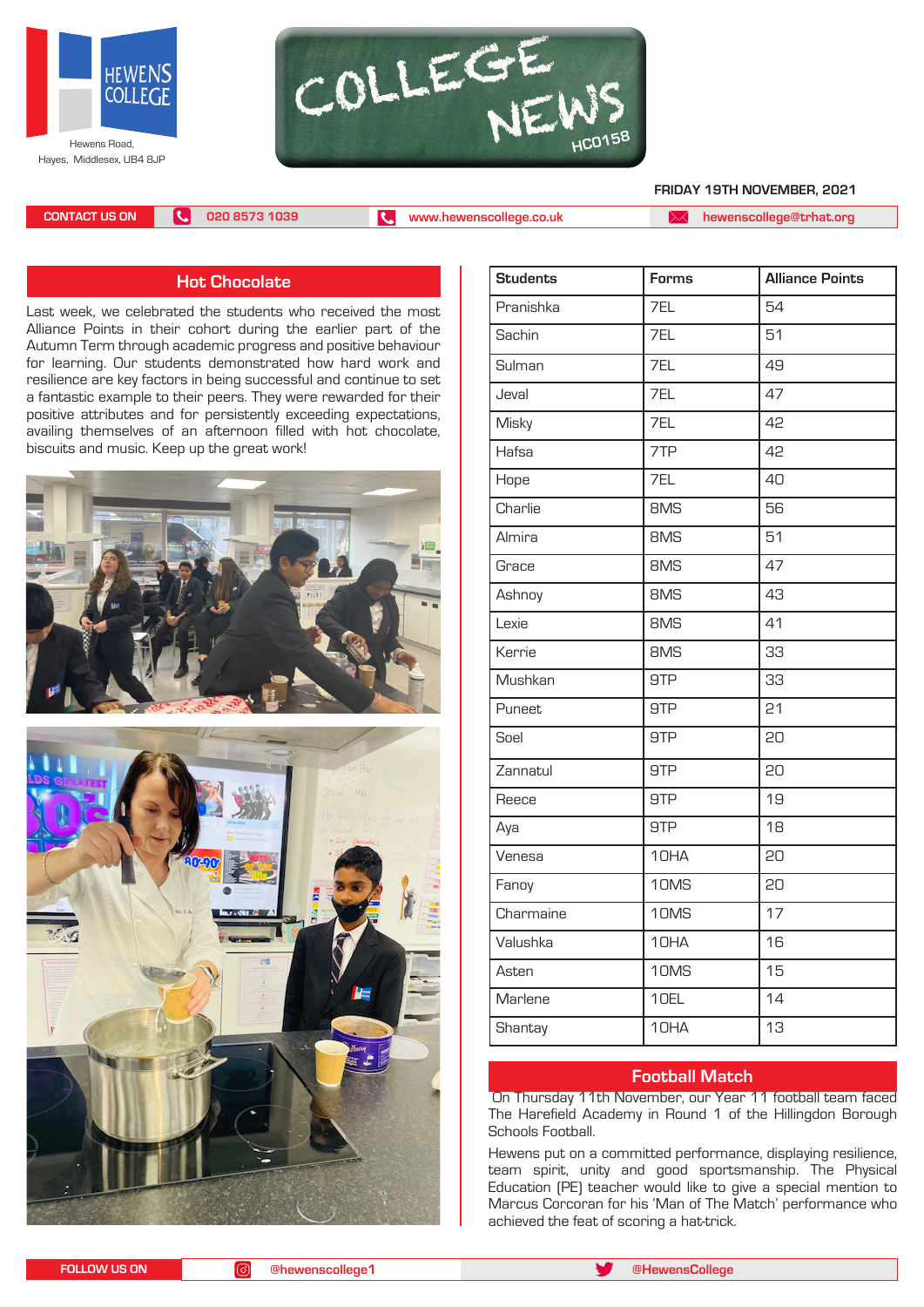Hewens Road, Hayes, Middlesex, UB4 8JP

# COLLEGE NEWS

HC0158

**FRIDAY 19TH NOVEMBER, 2021**

CONTACT US ON 020 8573 1039 | www.hewenscollege.co.uk | hewenscollege@trhat.org

## Hot Chocolate

Last week, we celebrated the students who received the most Alliance Points in their cohort during the earlier part of the Autumn Term through academic progress and positive behaviour for learning. Our students demonstrated how hard work and resilience are key factors in being successful and continue to set a fantastic example to their peers. They were rewarded for their positive attributes and for persistently exceeding expectations, availing themselves of an afternoon filled with hot chocolate, biscuits and music. Keep up the great work!

| Students | Forms | Alliance Points |
|---|---|---|
| Pranishka | 7EL | 54 |
| Sachin | 7EL | 51 |
| Sulman | 7EL | 49 |
| Jeval | 7EL | 47 |
| Misky | 7EL | 42 |
| Hafsa | 7TP | 42 |
| Hope | 7EL | 40 |
| Charlie | 8MS | 56 |
| Almira | 8MS | 51 |
| Grace | 8MS | 47 |
| Ashnoy | 8MS | 43 |
| Lexie | 8MS | 41 |
| Kerrie | 8MS | 33 |
| Mushkan | 9TP | 33 |
| Puneet | 9TP | 21 |
| Soel | 9TP | 20 |
| Zannatul | 9TP | 20 |
| Reece | 9TP | 19 |
| Aya | 9TP | 18 |
| Venesa | 10HA | 20 |
| Fanoy | 10MS | 20 |
| Charmaine | 10MS | 17 |
| Valushka | 10HA | 16 |
| Asten | 10MS | 15 |
| Marlene | 10EL | 14 |
| Shantay | 10HA | 13 |

## Football Match

On Thursday 11th November, our Year 11 football team faced The Harefield Academy in Round 1 of the Hillingdon Borough Schools Football.

Hewens put on a committed performance, displaying resilience, team spirit, unity and good sportsmanship. The Physical Education (PE) teacher would like to give a special mention to Marcus Corcoran for his 'Man of The Match' performance who achieved the feat of scoring a hat-trick.

FOLLOW US ON @hewenscollege1 | @HewensCollege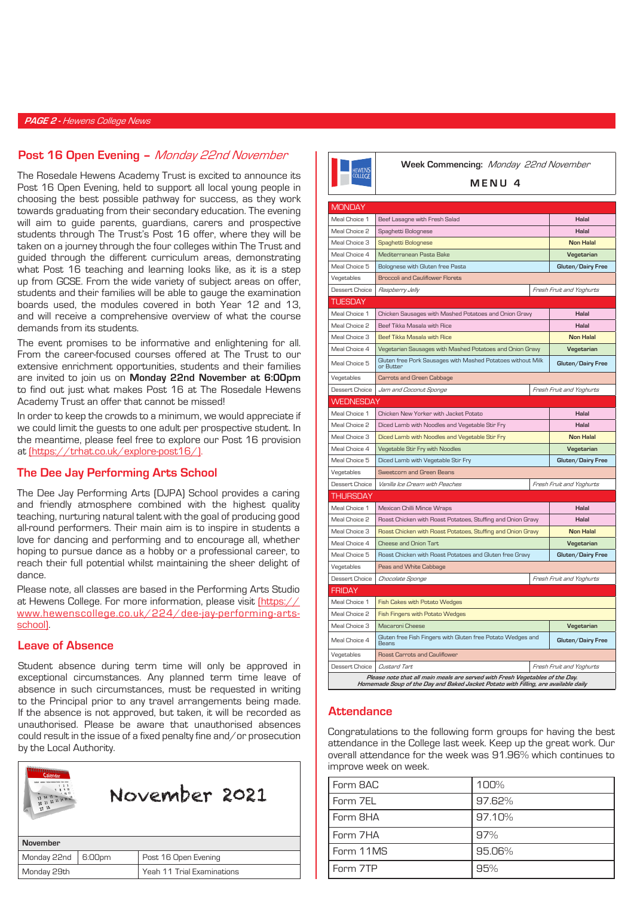## Post 16 Open Evening – *Monday 22nd November*

The Rosedale Hewens Academy Trust is excited to announce its Post 16 Open Evening, held to support all local young people in choosing the best possible pathway for success, as they work towards graduating from their secondary education. The evening will aim to guide parents, guardians, carers and prospective students through The Trust's Post 16 offer, where they will be taken on a journey through the four colleges within The Trust and guided through the different curriculum areas, demonstrating what Post 16 teaching and learning looks like, as it is a step up from GCSE. From the wide variety of subject areas on offer, students and their families will be able to gauge the examination boards used, the modules covered in both Year 12 and 13, and will receive a comprehensive overview of what the course demands from its students.

The event promises to be informative and enlightening for all. From the career-focused courses offered at The Trust to our extensive enrichment opportunities, students and their families are invited to join us on **Monday 22nd November at 6:00pm** to find out just what makes Post 16 at The Rosedale Hewens Academy Trust an offer that cannot be missed!

In order to keep the crowds to a minimum, we would appreciate if we could limit the guests to one adult per prospective student. In the meantime, please feel free to explore our Post 16 provision at [https://trhat.co.uk/explore-post16/].

## The Dee Jay Performing Arts School

The Dee Jay Performing Arts (DJPA) School provides a caring and friendly atmosphere combined with the highest quality teaching, nurturing natural talent with the goal of producing good all-round performers. Their main aim is to inspire in students a love for dancing and performing and to encourage all, whether hoping to pursue dance as a hobby or a professional career, to reach their full potential whilst maintaining the sheer delight of dance.

Please note, all classes are based in the Performing Arts Studio at Hewens College. For more information, please visit [https://www.hewenscollege.co.uk/224/dee-jay-performing-arts-school].

## Leave of Absence

Student absence during term time will only be approved in exceptional circumstances. Any planned term time leave of absence in such circumstances, must be requested in writing to the Principal prior to any travel arrangements being made. If the absence is not approved, but taken, it will be recorded as unauthorised. Please be aware that unauthorised absences could result in the issue of a fixed penalty fine and/or prosecution by the Local Authority.

## November 2021

| November | | |
|---|---|---|
| Monday 22nd | 6:00pm | Post 16 Open Evening |
| Monday 29th | | Yeah 11 Trial Examinations |

**Week Commencing:** *Monday 22nd November*

**MENU 4**

| | | |
|---|---|---|
| **MONDAY** | | |
| Meal Choice 1 | Beef Lasagne with Fresh Salad | **Halal** |
| Meal Choice 2 | Spaghetti Bolognese | **Halal** |
| Meal Choice 3 | Spaghetti Bolognese | **Non Halal** |
| Meal Choice 4 | Mediterranean Pasta Bake | **Vegetarian** |
| Meal Choice 5 | Bolognese with Gluten free Pasta | **Gluten/Dairy Free** |
| Vegetables | Broccoli and Cauliflower Florets | |
| Dessert Choice | *Raspberry Jelly* | *Fresh Fruit and Yoghurts* |
| **TUESDAY** | | |
| Meal Choice 1 | Chicken Sausages with Mashed Potatoes and Onion Gravy | **Halal** |
| Meal Choice 2 | Beef Tikka Masala with Rice | **Halal** |
| Meal Choice 3 | Beef Tikka Masala with Rice | **Non Halal** |
| Meal Choice 4 | Vegetarian Sausages with Mashed Potatoes and Onion Gravy | **Vegetarian** |
| Meal Choice 5 | Gluten free Pork Sausages with Mashed Potatoes without Milk or Butter | **Gluten/Dairy Free** |
| Vegetables | Carrots and Green Cabbage | |
| Dessert Choice | *Jam and Coconut Sponge* | *Fresh Fruit and Yoghurts* |
| **WEDNESDAY** | | |
| Meal Choice 1 | Chicken New Yorker with Jacket Potato | **Halal** |
| Meal Choice 2 | Diced Lamb with Noodles and Vegetable Stir Fry | **Halal** |
| Meal Choice 3 | Diced Lamb with Noodles and Vegetable Stir Fry | **Non Halal** |
| Meal Choice 4 | Vegetable Stir Fry with Noodles | **Vegetarian** |
| Meal Choice 5 | Diced Lamb with Vegetable Stir Fry | **Gluten/Dairy Free** |
| Vegetables | Sweetcorn and Green Beans | |
| Dessert Choice | *Vanilla Ice Cream with Peaches* | *Fresh Fruit and Yoghurts* |
| **THURSDAY** | | |
| Meal Choice 1 | Mexican Chilli Mince Wraps | **Halal** |
| Meal Choice 2 | Roast Chicken with Roast Potatoes, Stuffing and Onion Gravy | **Halal** |
| Meal Choice 3 | Roast Chicken with Roast Potatoes, Stuffing and Onion Gravy | **Non Halal** |
| Meal Choice 4 | Cheese and Onion Tart | **Vegetarian** |
| Meal Choice 5 | Roast Chicken with Roast Potatoes and Gluten free Gravy | **Gluten/Dairy Free** |
| Vegetables | Peas and White Cabbage | |
| Dessert Choice | *Chocolate Sponge* | *Fresh Fruit and Yoghurts* |
| **FRIDAY** | | |
| Meal Choice 1 | Fish Cakes with Potato Wedges | |
| Meal Choice 2 | Fish Fingers with Potato Wedges | |
| Meal Choice 3 | Macaroni Cheese | **Vegetarian** |
| Meal Choice 4 | Gluten free Fish Fingers with Gluten free Potato Wedges and Beans | **Gluten/Dairy Free** |
| Vegetables | Roast Carrots and Cauliflower | |
| Dessert Choice | *Custard Tart* | *Fresh Fruit and Yoghurts* |

*Please note that all main meals are served with Fresh Vegetables of the Day. Homemade Soup of the Day and Baked Jacket Potato with Filling, are available daily*

## Attendance

Congratulations to the following form groups for having the best attendance in the College last week. Keep up the great work. Our overall attendance for the week was 91.96% which continues to improve week on week.

| | |
|---|---|
| Form 8AC | 100% |
| Form 7EL | 97.62% |
| Form 8HA | 97.10% |
| Form 7HA | 97% |
| Form 11MS | 95.06% |
| Form 7TP | 95% |